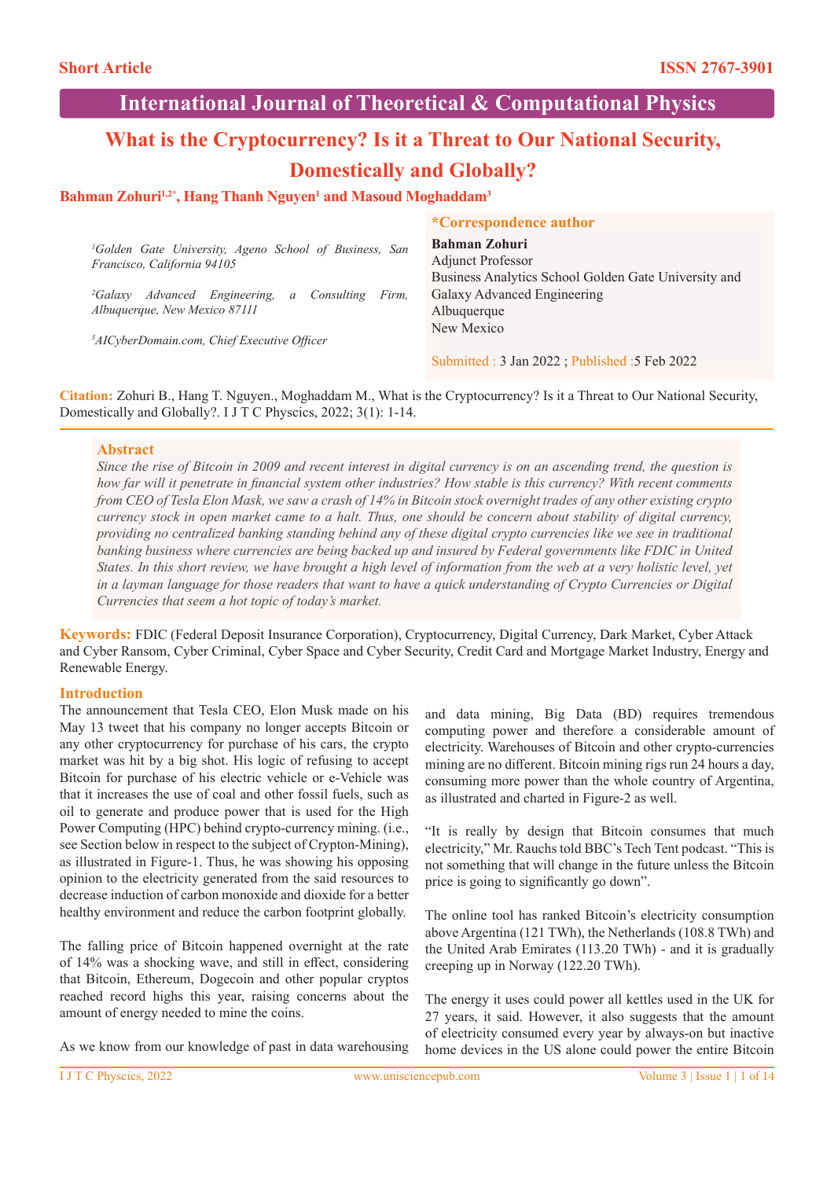Short Article

ISSN 2767-3901

International Journal of Theoretical & Computational Physics

# What is the Cryptocurrency? Is it a Threat to Our National Security, Domestically and Globally?

**Bahman Zohuri[1,2*], Hang Thanh Nguyen[1] and Masoud Moghaddam[3]**

[1]*Golden Gate University, Ageno School of Business, San Francisco, California 94105*

[2]*Galaxy Advanced Engineering, a Consulting Firm, Albuquerque, New Mexico 87111*

[3]*AICyberDomain.com, Chief Executive Officer*

**\*Correspondence author**

**Bahman Zohuri**
Adjunct Professor
Business Analytics School Golden Gate University and Galaxy Advanced Engineering
Albuquerque
New Mexico

Submitted : 3 Jan 2022 ; Published :5 Feb 2022

**Citation:** Zohuri B., Hang T. Nguyen., Moghaddam M., What is the Cryptocurrency? Is it a Threat to Our National Security, Domestically and Globally?. I J T C Physcics, 2022; 3(1): 1-14.

## Abstract

*Since the rise of Bitcoin in 2009 and recent interest in digital currency is on an ascending trend, the question is how far will it penetrate in financial system other industries? How stable is this currency? With recent comments from CEO of Tesla Elon Mask, we saw a crash of 14% in Bitcoin stock overnight trades of any other existing crypto currency stock in open market came to a halt. Thus, one should be concern about stability of digital currency, providing no centralized banking standing behind any of these digital crypto currencies like we see in traditional banking business where currencies are being backed up and insured by Federal governments like FDIC in United States. In this short review, we have brought a high level of information from the web at a very holistic level, yet in a layman language for those readers that want to have a quick understanding of Crypto Currencies or Digital Currencies that seem a hot topic of today's market.*

**Keywords:** FDIC (Federal Deposit Insurance Corporation), Cryptocurrency, Digital Currency, Dark Market, Cyber Attack and Cyber Ransom, Cyber Criminal, Cyber Space and Cyber Security, Credit Card and Mortgage Market Industry, Energy and Renewable Energy.

## Introduction

The announcement that Tesla CEO, Elon Musk made on his May 13 tweet that his company no longer accepts Bitcoin or any other cryptocurrency for purchase of his cars, the crypto market was hit by a big shot. His logic of refusing to accept Bitcoin for purchase of his electric vehicle or e-Vehicle was that it increases the use of coal and other fossil fuels, such as oil to generate and produce power that is used for the High Power Computing (HPC) behind crypto-currency mining. (i.e., see Section below in respect to the subject of Crypton-Mining), as illustrated in Figure-1. Thus, he was showing his opposing opinion to the electricity generated from the said resources to decrease induction of carbon monoxide and dioxide for a better healthy environment and reduce the carbon footprint globally.

The falling price of Bitcoin happened overnight at the rate of 14% was a shocking wave, and still in effect, considering that Bitcoin, Ethereum, Dogecoin and other popular cryptos reached record highs this year, raising concerns about the amount of energy needed to mine the coins.

As we know from our knowledge of past in data warehousing and data mining, Big Data (BD) requires tremendous computing power and therefore a considerable amount of electricity. Warehouses of Bitcoin and other crypto-currencies mining are no different. Bitcoin mining rigs run 24 hours a day, consuming more power than the whole country of Argentina, as illustrated and charted in Figure-2 as well.

"It is really by design that Bitcoin consumes that much electricity," Mr. Rauchs told BBC's Tech Tent podcast. "This is not something that will change in the future unless the Bitcoin price is going to significantly go down".

The online tool has ranked Bitcoin's electricity consumption above Argentina (121 TWh), the Netherlands (108.8 TWh) and the United Arab Emirates (113.20 TWh) - and it is gradually creeping up in Norway (122.20 TWh).

The energy it uses could power all kettles used in the UK for 27 years, it said. However, it also suggests that the amount of electricity consumed every year by always-on but inactive home devices in the US alone could power the entire Bitcoin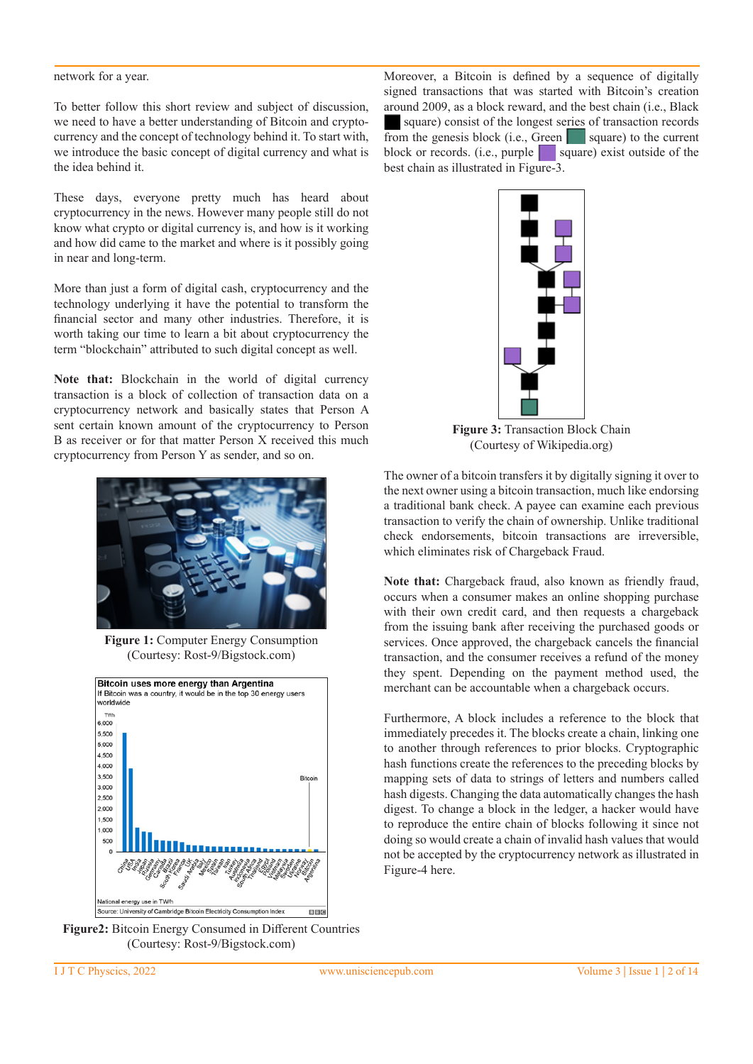network for a year.

To better follow this short review and subject of discussion, we need to have a better understanding of Bitcoin and crypto-currency and the concept of technology behind it. To start with, we introduce the basic concept of digital currency and what is the idea behind it.

These days, everyone pretty much has heard about cryptocurrency in the news. However many people still do not know what crypto or digital currency is, and how is it working and how did came to the market and where is it possibly going in near and long-term.

More than just a form of digital cash, cryptocurrency and the technology underlying it have the potential to transform the financial sector and many other industries. Therefore, it is worth taking our time to learn a bit about cryptocurrency the term "blockchain" attributed to such digital concept as well.

**Note that:** Blockchain in the world of digital currency transaction is a block of collection of transaction data on a cryptocurrency network and basically states that Person A sent certain known amount of the cryptocurrency to Person B as receiver or for that matter Person X received this much cryptocurrency from Person Y as sender, and so on.

**Figure 1:** Computer Energy Consumption (Courtesy: Rost-9/Bigstock.com)

**Figure2:** Bitcoin Energy Consumed in Different Countries (Courtesy: Rost-9/Bigstock.com)

Moreover, a Bitcoin is defined by a sequence of digitally signed transactions that was started with Bitcoin's creation around 2009, as a block reward, and the best chain (i.e., Black square) consist of the longest series of transaction records from the genesis block (i.e., Green square) to the current block or records. (i.e., purple square) exist outside of the best chain as illustrated in Figure-3.

**Figure 3:** Transaction Block Chain (Courtesy of Wikipedia.org)

The owner of a bitcoin transfers it by digitally signing it over to the next owner using a bitcoin transaction, much like endorsing a traditional bank check. A payee can examine each previous transaction to verify the chain of ownership. Unlike traditional check endorsements, bitcoin transactions are irreversible, which eliminates risk of Chargeback Fraud.

**Note that:** Chargeback fraud, also known as friendly fraud, occurs when a consumer makes an online shopping purchase with their own credit card, and then requests a chargeback from the issuing bank after receiving the purchased goods or services. Once approved, the chargeback cancels the financial transaction, and the consumer receives a refund of the money they spent. Depending on the payment method used, the merchant can be accountable when a chargeback occurs.

Furthermore, A block includes a reference to the block that immediately precedes it. The blocks create a chain, linking one to another through references to prior blocks. Cryptographic hash functions create the references to the preceding blocks by mapping sets of data to strings of letters and numbers called hash digests. Changing the data automatically changes the hash digest. To change a block in the ledger, a hacker would have to reproduce the entire chain of blocks following it since not doing so would create a chain of invalid hash values that would not be accepted by the cryptocurrency network as illustrated in Figure-4 here.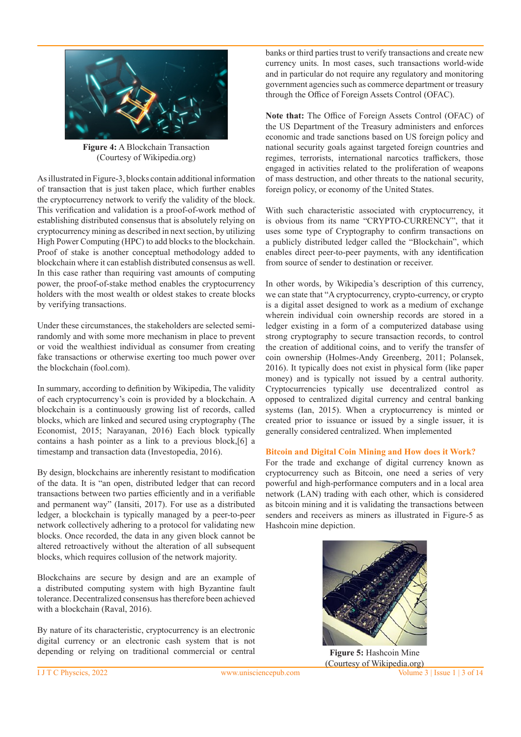**Figure 4:** A Blockchain Transaction (Courtesy of Wikipedia.org)

As illustrated in Figure-3, blocks contain additional information of transaction that is just taken place, which further enables the cryptocurrency network to verify the validity of the block. This verification and validation is a proof-of-work method of establishing distributed consensus that is absolutely relying on cryptocurrency mining as described in next section, by utilizing High Power Computing (HPC) to add blocks to the blockchain. Proof of stake is another conceptual methodology added to blockchain where it can establish distributed consensus as well. In this case rather than requiring vast amounts of computing power, the proof-of-stake method enables the cryptocurrency holders with the most wealth or oldest stakes to create blocks by verifying transactions.

Under these circumstances, the stakeholders are selected semi-randomly and with some more mechanism in place to prevent or void the wealthiest individual as consumer from creating fake transactions or otherwise exerting too much power over the blockchain (fool.com).

In summary, according to definition by Wikipedia, The validity of each cryptocurrency's coin is provided by a blockchain. A blockchain is a continuously growing list of records, called blocks, which are linked and secured using cryptography (The Economist, 2015; Narayanan, 2016) Each block typically contains a hash pointer as a link to a previous block,[6] a timestamp and transaction data (Investopedia, 2016).

By design, blockchains are inherently resistant to modification of the data. It is "an open, distributed ledger that can record transactions between two parties efficiently and in a verifiable and permanent way" (Iansiti, 2017). For use as a distributed ledger, a blockchain is typically managed by a peer-to-peer network collectively adhering to a protocol for validating new blocks. Once recorded, the data in any given block cannot be altered retroactively without the alteration of all subsequent blocks, which requires collusion of the network majority.

Blockchains are secure by design and are an example of a distributed computing system with high Byzantine fault tolerance. Decentralized consensus has therefore been achieved with a blockchain (Raval, 2016).

By nature of its characteristic, cryptocurrency is an electronic digital currency or an electronic cash system that is not depending or relying on traditional commercial or central banks or third parties trust to verify transactions and create new currency units. In most cases, such transactions world-wide and in particular do not require any regulatory and monitoring government agencies such as commerce department or treasury through the Office of Foreign Assets Control (OFAC).

**Note that:** The Office of Foreign Assets Control (OFAC) of the US Department of the Treasury administers and enforces economic and trade sanctions based on US foreign policy and national security goals against targeted foreign countries and regimes, terrorists, international narcotics traffickers, those engaged in activities related to the proliferation of weapons of mass destruction, and other threats to the national security, foreign policy, or economy of the United States.

With such characteristic associated with cryptocurrency, it is obvious from its name "CRYPTO-CURRENCY", that it uses some type of Cryptography to confirm transactions on a publicly distributed ledger called the "Blockchain", which enables direct peer-to-peer payments, with any identification from source of sender to destination or receiver.

In other words, by Wikipedia's description of this currency, we can state that "A cryptocurrency, crypto-currency, or crypto is a digital asset designed to work as a medium of exchange wherein individual coin ownership records are stored in a ledger existing in a form of a computerized database using strong cryptography to secure transaction records, to control the creation of additional coins, and to verify the transfer of coin ownership (Holmes-Andy Greenberg, 2011; Polansek, 2016). It typically does not exist in physical form (like paper money) and is typically not issued by a central authority. Cryptocurrencies typically use decentralized control as opposed to centralized digital currency and central banking systems (Ian, 2015). When a cryptocurrency is minted or created prior to issuance or issued by a single issuer, it is generally considered centralized. When implemented

## Bitcoin and Digital Coin Mining and How does it Work?

For the trade and exchange of digital currency known as cryptocurrency such as Bitcoin, one need a series of very powerful and high-performance computers and in a local area network (LAN) trading with each other, which is considered as bitcoin mining and it is validating the transactions between senders and receivers as miners as illustrated in Figure-5 as Hashcoin mine depiction.

**Figure 5:** Hashcoin Mine (Courtesy of Wikipedia.org)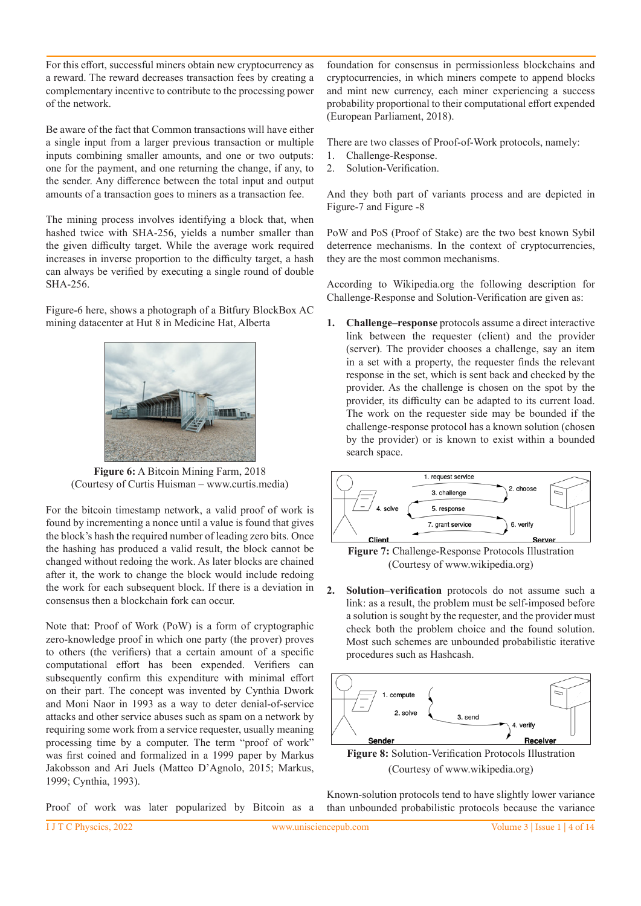For this effort, successful miners obtain new cryptocurrency as a reward. The reward decreases transaction fees by creating a complementary incentive to contribute to the processing power of the network.

Be aware of the fact that Common transactions will have either a single input from a larger previous transaction or multiple inputs combining smaller amounts, and one or two outputs: one for the payment, and one returning the change, if any, to the sender. Any difference between the total input and output amounts of a transaction goes to miners as a transaction fee.

The mining process involves identifying a block that, when hashed twice with SHA-256, yields a number smaller than the given difficulty target. While the average work required increases in inverse proportion to the difficulty target, a hash can always be verified by executing a single round of double SHA-256.

Figure-6 here, shows a photograph of a Bitfury BlockBox AC mining datacenter at Hut 8 in Medicine Hat, Alberta

**Figure 6:** A Bitcoin Mining Farm, 2018
(Courtesy of Curtis Huisman – www.curtis.media)

For the bitcoin timestamp network, a valid proof of work is found by incrementing a nonce until a value is found that gives the block's hash the required number of leading zero bits. Once the hashing has produced a valid result, the block cannot be changed without redoing the work. As later blocks are chained after it, the work to change the block would include redoing the work for each subsequent block. If there is a deviation in consensus then a blockchain fork can occur.

Note that: Proof of Work (PoW) is a form of cryptographic zero-knowledge proof in which one party (the prover) proves to others (the verifiers) that a certain amount of a specific computational effort has been expended. Verifiers can subsequently confirm this expenditure with minimal effort on their part. The concept was invented by Cynthia Dwork and Moni Naor in 1993 as a way to deter denial-of-service attacks and other service abuses such as spam on a network by requiring some work from a service requester, usually meaning processing time by a computer. The term "proof of work" was first coined and formalized in a 1999 paper by Markus Jakobsson and Ari Juels (Matteo D'Agnolo, 2015; Markus, 1999; Cynthia, 1993).

Proof of work was later popularized by Bitcoin as a foundation for consensus in permissionless blockchains and cryptocurrencies, in which miners compete to append blocks and mint new currency, each miner experiencing a success probability proportional to their computational effort expended (European Parliament, 2018).

There are two classes of Proof-of-Work protocols, namely:
1. Challenge-Response.
2. Solution-Verification.

And they both part of variants process and are depicted in Figure-7 and Figure -8

PoW and PoS (Proof of Stake) are the two best known Sybil deterrence mechanisms. In the context of cryptocurrencies, they are the most common mechanisms.

According to Wikipedia.org the following description for Challenge-Response and Solution-Verification are given as:

1. **Challenge–response** protocols assume a direct interactive link between the requester (client) and the provider (server). The provider chooses a challenge, say an item in a set with a property, the requester finds the relevant response in the set, which is sent back and checked by the provider. As the challenge is chosen on the spot by the provider, its difficulty can be adapted to its current load. The work on the requester side may be bounded if the challenge-response protocol has a known solution (chosen by the provider) or is known to exist within a bounded search space.

**Figure 7:** Challenge-Response Protocols Illustration
(Courtesy of www.wikipedia.org)

2. **Solution–verification** protocols do not assume such a link: as a result, the problem must be self-imposed before a solution is sought by the requester, and the provider must check both the problem choice and the found solution. Most such schemes are unbounded probabilistic iterative procedures such as Hashcash.

**Figure 8:** Solution-Verification Protocols Illustration
(Courtesy of www.wikipedia.org)

Known-solution protocols tend to have slightly lower variance than unbounded probabilistic protocols because the variance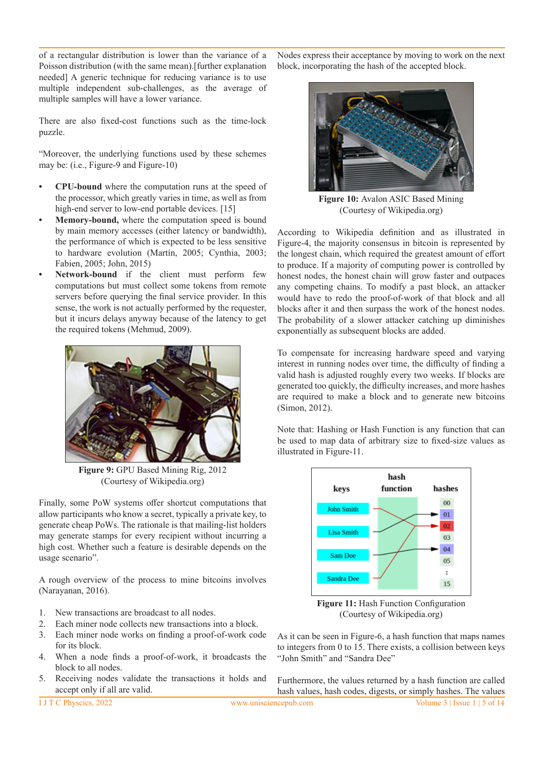of a rectangular distribution is lower than the variance of a Poisson distribution (with the same mean).[further explanation needed] A generic technique for reducing variance is to use multiple independent sub-challenges, as the average of multiple samples will have a lower variance.

There are also fixed-cost functions such as the time-lock puzzle.

"Moreover, the underlying functions used by these schemes may be: (i.e., Figure-9 and Figure-10)

- **CPU-bound** where the computation runs at the speed of the processor, which greatly varies in time, as well as from high-end server to low-end portable devices. [15]
- **Memory-bound,** where the computation speed is bound by main memory accesses (either latency or bandwidth), the performance of which is expected to be less sensitive to hardware evolution (Martín, 2005; Cynthia, 2003; Fabien, 2005; John, 2015)
- **Network-bound** if the client must perform few computations but must collect some tokens from remote servers before querying the final service provider. In this sense, the work is not actually performed by the requester, but it incurs delays anyway because of the latency to get the required tokens (Mehmud, 2009).

**Figure 9:** GPU Based Mining Rig, 2012 (Courtesy of Wikipedia.org)

Finally, some PoW systems offer shortcut computations that allow participants who know a secret, typically a private key, to generate cheap PoWs. The rationale is that mailing-list holders may generate stamps for every recipient without incurring a high cost. Whether such a feature is desirable depends on the usage scenario".

A rough overview of the process to mine bitcoins involves (Narayanan, 2016).

1. New transactions are broadcast to all nodes.
2. Each miner node collects new transactions into a block.
3. Each miner node works on finding a proof-of-work code for its block.
4. When a node finds a proof-of-work, it broadcasts the block to all nodes.
5. Receiving nodes validate the transactions it holds and accept only if all are valid.

Nodes express their acceptance by moving to work on the next block, incorporating the hash of the accepted block.

**Figure 10:** Avalon ASIC Based Mining (Courtesy of Wikipedia.org)

According to Wikipedia definition and as illustrated in Figure-4, the majority consensus in bitcoin is represented by the longest chain, which required the greatest amount of effort to produce. If a majority of computing power is controlled by honest nodes, the honest chain will grow faster and outpaces any competing chains. To modify a past block, an attacker would have to redo the proof-of-work of that block and all blocks after it and then surpass the work of the honest nodes. The probability of a slower attacker catching up diminishes exponentially as subsequent blocks are added.

To compensate for increasing hardware speed and varying interest in running nodes over time, the difficulty of finding a valid hash is adjusted roughly every two weeks. If blocks are generated too quickly, the difficulty increases, and more hashes are required to make a block and to generate new bitcoins (Simon, 2012).

Note that: Hashing or Hash Function is any function that can be used to map data of arbitrary size to fixed-size values as illustrated in Figure-11.

**Figure 11:** Hash Function Configuration (Courtesy of Wikipedia.org)

As it can be seen in Figure-6, a hash function that maps names to integers from 0 to 15. There exists, a collision between keys "John Smith" and "Sandra Dee"

Furthermore, the values returned by a hash function are called hash values, hash codes, digests, or simply hashes. The values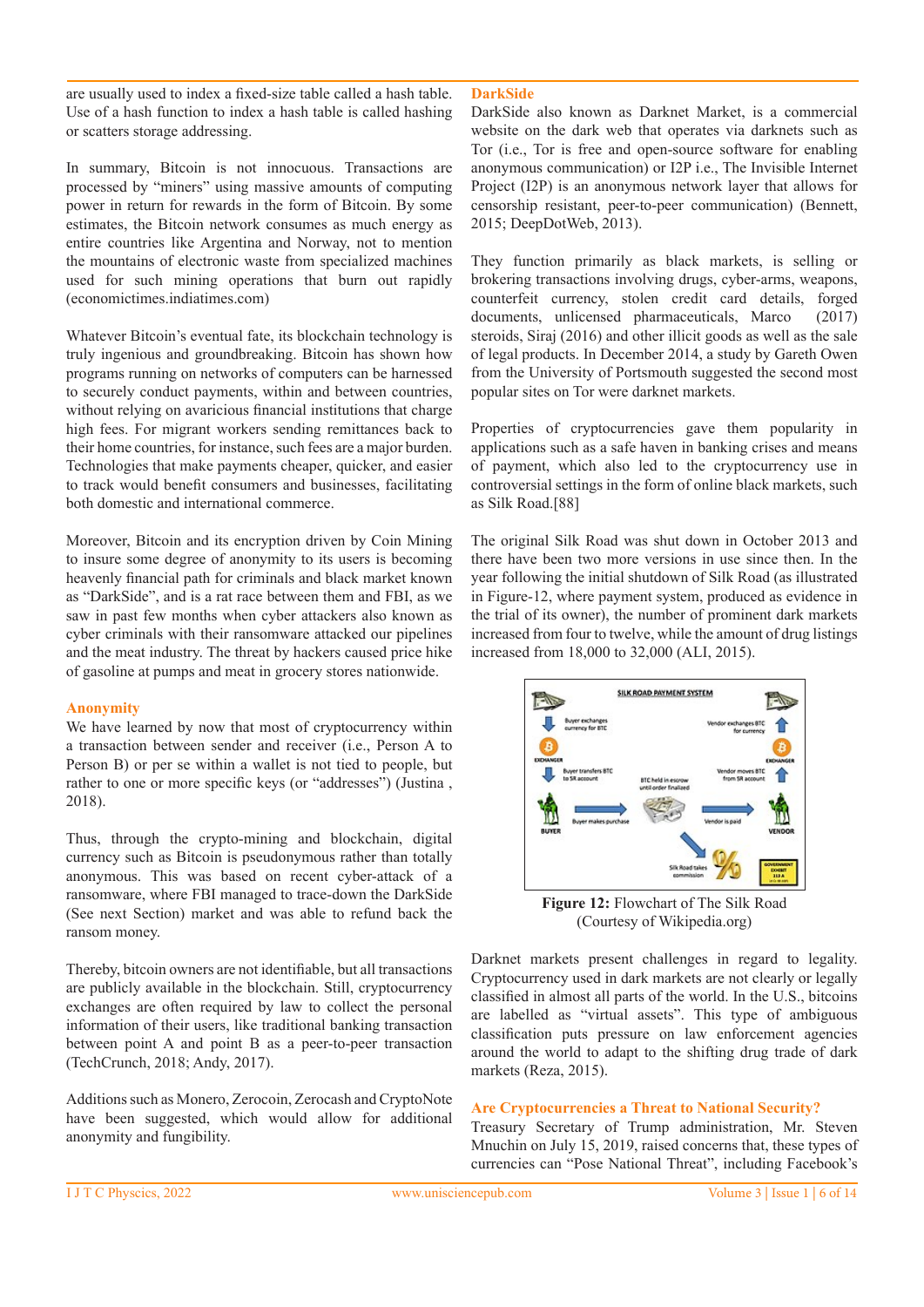are usually used to index a fixed-size table called a hash table. Use of a hash function to index a hash table is called hashing or scatters storage addressing.

In summary, Bitcoin is not innocuous. Transactions are processed by "miners" using massive amounts of computing power in return for rewards in the form of Bitcoin. By some estimates, the Bitcoin network consumes as much energy as entire countries like Argentina and Norway, not to mention the mountains of electronic waste from specialized machines used for such mining operations that burn out rapidly (economictimes.indiatimes.com)

Whatever Bitcoin's eventual fate, its blockchain technology is truly ingenious and groundbreaking. Bitcoin has shown how programs running on networks of computers can be harnessed to securely conduct payments, within and between countries, without relying on avaricious financial institutions that charge high fees. For migrant workers sending remittances back to their home countries, for instance, such fees are a major burden. Technologies that make payments cheaper, quicker, and easier to track would benefit consumers and businesses, facilitating both domestic and international commerce.

Moreover, Bitcoin and its encryption driven by Coin Mining to insure some degree of anonymity to its users is becoming heavenly financial path for criminals and black market known as "DarkSide", and is a rat race between them and FBI, as we saw in past few months when cyber attackers also known as cyber criminals with their ransomware attacked our pipelines and the meat industry. The threat by hackers caused price hike of gasoline at pumps and meat in grocery stores nationwide.

## Anonymity

We have learned by now that most of cryptocurrency within a transaction between sender and receiver (i.e., Person A to Person B) or per se within a wallet is not tied to people, but rather to one or more specific keys (or "addresses") (Justina , 2018).

Thus, through the crypto-mining and blockchain, digital currency such as Bitcoin is pseudonymous rather than totally anonymous. This was based on recent cyber-attack of a ransomware, where FBI managed to trace-down the DarkSide (See next Section) market and was able to refund back the ransom money.

Thereby, bitcoin owners are not identifiable, but all transactions are publicly available in the blockchain. Still, cryptocurrency exchanges are often required by law to collect the personal information of their users, like traditional banking transaction between point A and point B as a peer-to-peer transaction (TechCrunch, 2018; Andy, 2017).

Additions such as Monero, Zerocoin, Zerocash and CryptoNote have been suggested, which would allow for additional anonymity and fungibility.

## DarkSide

DarkSide also known as Darknet Market, is a commercial website on the dark web that operates via darknets such as Tor (i.e., Tor is free and open-source software for enabling anonymous communication) or I2P i.e., The Invisible Internet Project (I2P) is an anonymous network layer that allows for censorship resistant, peer-to-peer communication) (Bennett, 2015; DeepDotWeb, 2013).

They function primarily as black markets, is selling or brokering transactions involving drugs, cyber-arms, weapons, counterfeit currency, stolen credit card details, forged documents, unlicensed pharmaceuticals, Marco (2017) steroids, Siraj (2016) and other illicit goods as well as the sale of legal products. In December 2014, a study by Gareth Owen from the University of Portsmouth suggested the second most popular sites on Tor were darknet markets.

Properties of cryptocurrencies gave them popularity in applications such as a safe haven in banking crises and means of payment, which also led to the cryptocurrency use in controversial settings in the form of online black markets, such as Silk Road.[88]

The original Silk Road was shut down in October 2013 and there have been two more versions in use since then. In the year following the initial shutdown of Silk Road (as illustrated in Figure-12, where payment system, produced as evidence in the trial of its owner), the number of prominent dark markets increased from four to twelve, while the amount of drug listings increased from 18,000 to 32,000 (ALI, 2015).

**Figure 12:** Flowchart of The Silk Road (Courtesy of Wikipedia.org)

Darknet markets present challenges in regard to legality. Cryptocurrency used in dark markets are not clearly or legally classified in almost all parts of the world. In the U.S., bitcoins are labelled as "virtual assets". This type of ambiguous classification puts pressure on law enforcement agencies around the world to adapt to the shifting drug trade of dark markets (Reza, 2015).

## Are Cryptocurrencies a Threat to National Security?

Treasury Secretary of Trump administration, Mr. Steven Mnuchin on July 15, 2019, raised concerns that, these types of currencies can "Pose National Threat", including Facebook's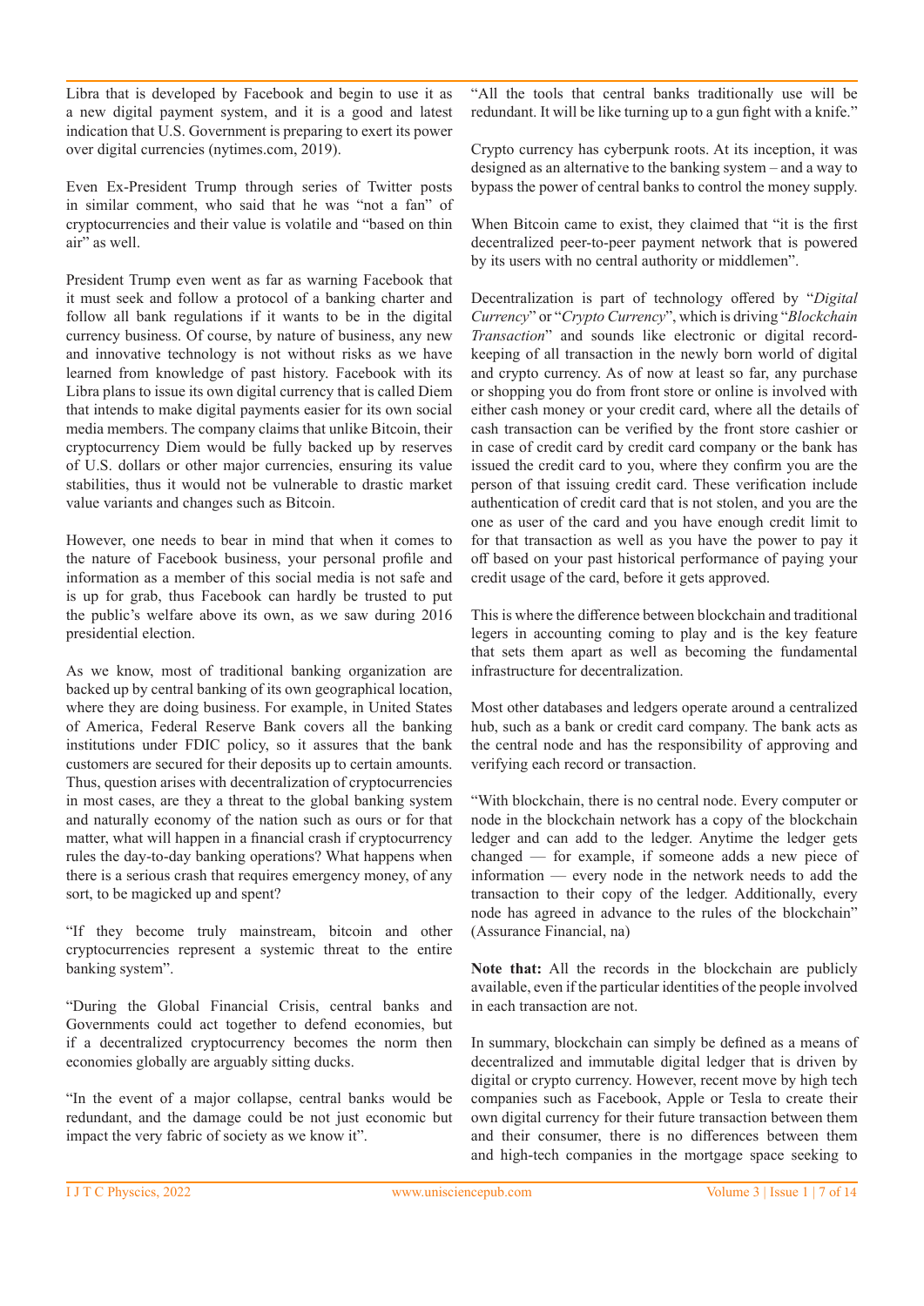Libra that is developed by Facebook and begin to use it as a new digital payment system, and it is a good and latest indication that U.S. Government is preparing to exert its power over digital currencies (nytimes.com, 2019).

Even Ex-President Trump through series of Twitter posts in similar comment, who said that he was "not a fan" of cryptocurrencies and their value is volatile and "based on thin air" as well.

President Trump even went as far as warning Facebook that it must seek and follow a protocol of a banking charter and follow all bank regulations if it wants to be in the digital currency business. Of course, by nature of business, any new and innovative technology is not without risks as we have learned from knowledge of past history. Facebook with its Libra plans to issue its own digital currency that is called Diem that intends to make digital payments easier for its own social media members. The company claims that unlike Bitcoin, their cryptocurrency Diem would be fully backed up by reserves of U.S. dollars or other major currencies, ensuring its value stabilities, thus it would not be vulnerable to drastic market value variants and changes such as Bitcoin.

However, one needs to bear in mind that when it comes to the nature of Facebook business, your personal profile and information as a member of this social media is not safe and is up for grab, thus Facebook can hardly be trusted to put the public's welfare above its own, as we saw during 2016 presidential election.

As we know, most of traditional banking organization are backed up by central banking of its own geographical location, where they are doing business. For example, in United States of America, Federal Reserve Bank covers all the banking institutions under FDIC policy, so it assures that the bank customers are secured for their deposits up to certain amounts. Thus, question arises with decentralization of cryptocurrencies in most cases, are they a threat to the global banking system and naturally economy of the nation such as ours or for that matter, what will happen in a financial crash if cryptocurrency rules the day-to-day banking operations? What happens when there is a serious crash that requires emergency money, of any sort, to be magicked up and spent?

"If they become truly mainstream, bitcoin and other cryptocurrencies represent a systemic threat to the entire banking system".

"During the Global Financial Crisis, central banks and Governments could act together to defend economies, but if a decentralized cryptocurrency becomes the norm then economies globally are arguably sitting ducks.

"In the event of a major collapse, central banks would be redundant, and the damage could be not just economic but impact the very fabric of society as we know it".

"All the tools that central banks traditionally use will be redundant. It will be like turning up to a gun fight with a knife."

Crypto currency has cyberpunk roots. At its inception, it was designed as an alternative to the banking system – and a way to bypass the power of central banks to control the money supply.

When Bitcoin came to exist, they claimed that "it is the first decentralized peer-to-peer payment network that is powered by its users with no central authority or middlemen".

Decentralization is part of technology offered by "*Digital Currency*" or "*Crypto Currency*", which is driving "*Blockchain Transaction*" and sounds like electronic or digital record-keeping of all transaction in the newly born world of digital and crypto currency. As of now at least so far, any purchase or shopping you do from front store or online is involved with either cash money or your credit card, where all the details of cash transaction can be verified by the front store cashier or in case of credit card by credit card company or the bank has issued the credit card to you, where they confirm you are the person of that issuing credit card. These verification include authentication of credit card that is not stolen, and you are the one as user of the card and you have enough credit limit to for that transaction as well as you have the power to pay it off based on your past historical performance of paying your credit usage of the card, before it gets approved.

This is where the difference between blockchain and traditional legers in accounting coming to play and is the key feature that sets them apart as well as becoming the fundamental infrastructure for decentralization.

Most other databases and ledgers operate around a centralized hub, such as a bank or credit card company. The bank acts as the central node and has the responsibility of approving and verifying each record or transaction.

"With blockchain, there is no central node. Every computer or node in the blockchain network has a copy of the blockchain ledger and can add to the ledger. Anytime the ledger gets changed — for example, if someone adds a new piece of information — every node in the network needs to add the transaction to their copy of the ledger. Additionally, every node has agreed in advance to the rules of the blockchain" (Assurance Financial, na)

**Note that:** All the records in the blockchain are publicly available, even if the particular identities of the people involved in each transaction are not.

In summary, blockchain can simply be defined as a means of decentralized and immutable digital ledger that is driven by digital or crypto currency. However, recent move by high tech companies such as Facebook, Apple or Tesla to create their own digital currency for their future transaction between them and their consumer, there is no differences between them and high-tech companies in the mortgage space seeking to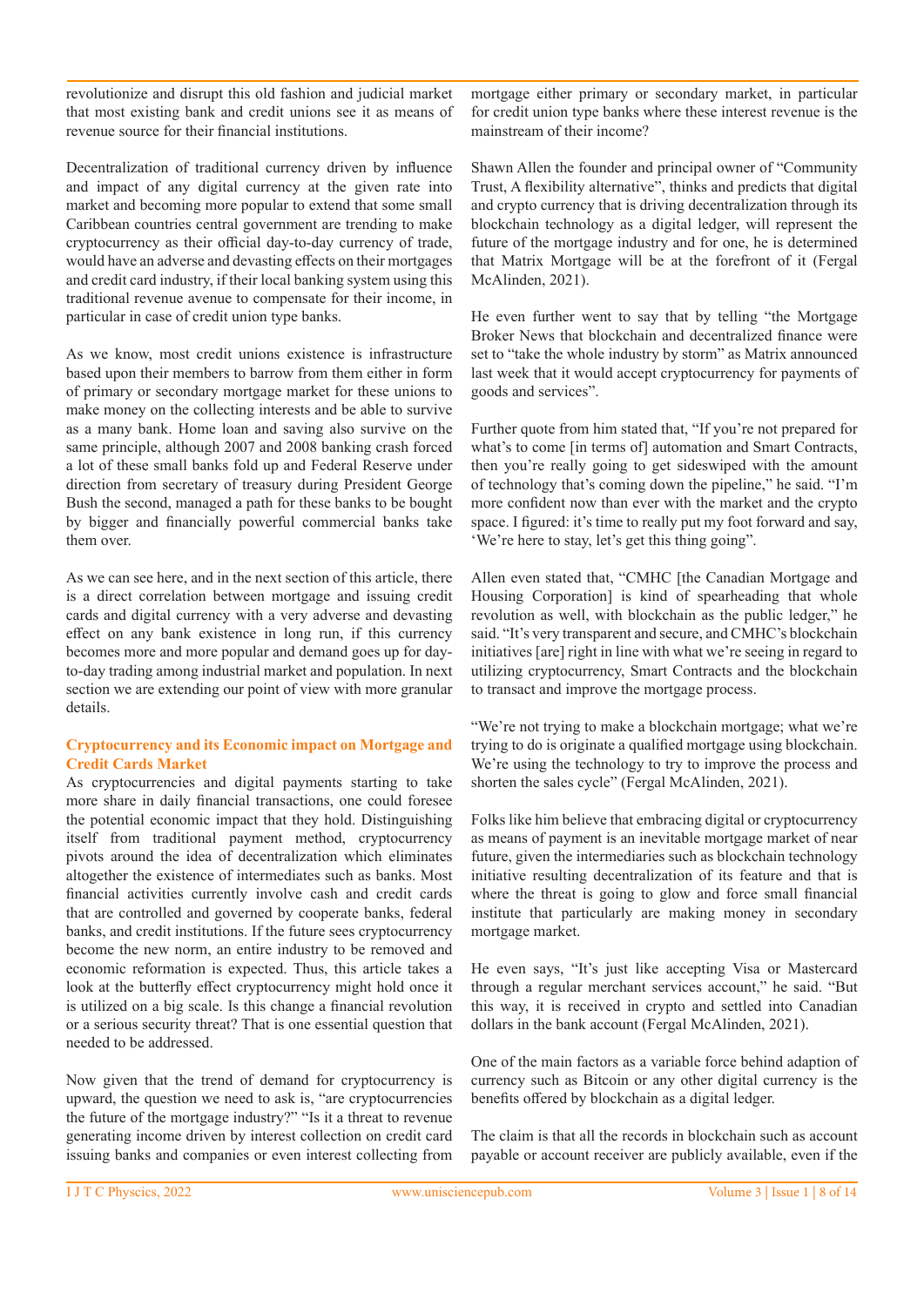revolutionize and disrupt this old fashion and judicial market that most existing bank and credit unions see it as means of revenue source for their financial institutions.

Decentralization of traditional currency driven by influence and impact of any digital currency at the given rate into market and becoming more popular to extend that some small Caribbean countries central government are trending to make cryptocurrency as their official day-to-day currency of trade, would have an adverse and devasting effects on their mortgages and credit card industry, if their local banking system using this traditional revenue avenue to compensate for their income, in particular in case of credit union type banks.

As we know, most credit unions existence is infrastructure based upon their members to barrow from them either in form of primary or secondary mortgage market for these unions to make money on the collecting interests and be able to survive as a many bank. Home loan and saving also survive on the same principle, although 2007 and 2008 banking crash forced a lot of these small banks fold up and Federal Reserve under direction from secretary of treasury during President George Bush the second, managed a path for these banks to be bought by bigger and financially powerful commercial banks take them over.

As we can see here, and in the next section of this article, there is a direct correlation between mortgage and issuing credit cards and digital currency with a very adverse and devasting effect on any bank existence in long run, if this currency becomes more and more popular and demand goes up for day-to-day trading among industrial market and population. In next section we are extending our point of view with more granular details.

### Cryptocurrency and its Economic impact on Mortgage and Credit Cards Market

As cryptocurrencies and digital payments starting to take more share in daily financial transactions, one could foresee the potential economic impact that they hold. Distinguishing itself from traditional payment method, cryptocurrency pivots around the idea of decentralization which eliminates altogether the existence of intermediates such as banks. Most financial activities currently involve cash and credit cards that are controlled and governed by cooperate banks, federal banks, and credit institutions. If the future sees cryptocurrency become the new norm, an entire industry to be removed and economic reformation is expected. Thus, this article takes a look at the butterfly effect cryptocurrency might hold once it is utilized on a big scale. Is this change a financial revolution or a serious security threat? That is one essential question that needed to be addressed.

Now given that the trend of demand for cryptocurrency is upward, the question we need to ask is, "are cryptocurrencies the future of the mortgage industry?" "Is it a threat to revenue generating income driven by interest collection on credit card issuing banks and companies or even interest collecting from mortgage either primary or secondary market, in particular for credit union type banks where these interest revenue is the mainstream of their income?

Shawn Allen the founder and principal owner of "Community Trust, A flexibility alternative", thinks and predicts that digital and crypto currency that is driving decentralization through its blockchain technology as a digital ledger, will represent the future of the mortgage industry and for one, he is determined that Matrix Mortgage will be at the forefront of it (Fergal McAlinden, 2021).

He even further went to say that by telling "the Mortgage Broker News that blockchain and decentralized finance were set to "take the whole industry by storm" as Matrix announced last week that it would accept cryptocurrency for payments of goods and services".

Further quote from him stated that, "If you're not prepared for what's to come [in terms of] automation and Smart Contracts, then you're really going to get sideswiped with the amount of technology that's coming down the pipeline," he said. "I'm more confident now than ever with the market and the crypto space. I figured: it's time to really put my foot forward and say, 'We're here to stay, let's get this thing going".

Allen even stated that, "CMHC [the Canadian Mortgage and Housing Corporation] is kind of spearheading that whole revolution as well, with blockchain as the public ledger," he said. "It's very transparent and secure, and CMHC's blockchain initiatives [are] right in line with what we're seeing in regard to utilizing cryptocurrency, Smart Contracts and the blockchain to transact and improve the mortgage process.

"We're not trying to make a blockchain mortgage; what we're trying to do is originate a qualified mortgage using blockchain. We're using the technology to try to improve the process and shorten the sales cycle" (Fergal McAlinden, 2021).

Folks like him believe that embracing digital or cryptocurrency as means of payment is an inevitable mortgage market of near future, given the intermediaries such as blockchain technology initiative resulting decentralization of its feature and that is where the threat is going to glow and force small financial institute that particularly are making money in secondary mortgage market.

He even says, "It's just like accepting Visa or Mastercard through a regular merchant services account," he said. "But this way, it is received in crypto and settled into Canadian dollars in the bank account (Fergal McAlinden, 2021).

One of the main factors as a variable force behind adaption of currency such as Bitcoin or any other digital currency is the benefits offered by blockchain as a digital ledger.

The claim is that all the records in blockchain such as account payable or account receiver are publicly available, even if the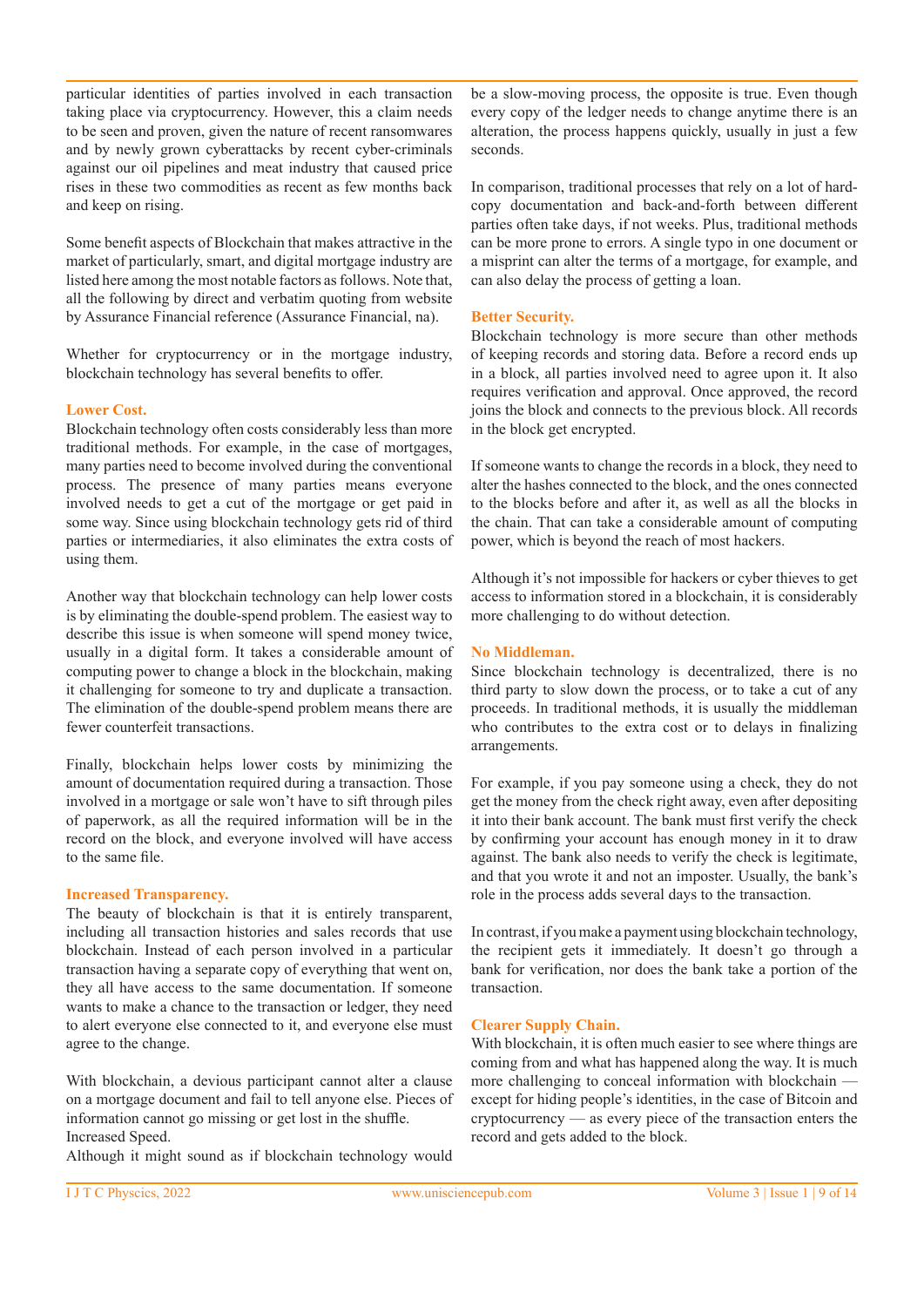particular identities of parties involved in each transaction taking place via cryptocurrency. However, this a claim needs to be seen and proven, given the nature of recent ransomwares and by newly grown cyberattacks by recent cyber-criminals against our oil pipelines and meat industry that caused price rises in these two commodities as recent as few months back and keep on rising.

Some benefit aspects of Blockchain that makes attractive in the market of particularly, smart, and digital mortgage industry are listed here among the most notable factors as follows. Note that, all the following by direct and verbatim quoting from website by Assurance Financial reference (Assurance Financial, na).

Whether for cryptocurrency or in the mortgage industry, blockchain technology has several benefits to offer.

**Lower Cost.**

Blockchain technology often costs considerably less than more traditional methods. For example, in the case of mortgages, many parties need to become involved during the conventional process. The presence of many parties means everyone involved needs to get a cut of the mortgage or get paid in some way. Since using blockchain technology gets rid of third parties or intermediaries, it also eliminates the extra costs of using them.

Another way that blockchain technology can help lower costs is by eliminating the double-spend problem. The easiest way to describe this issue is when someone will spend money twice, usually in a digital form. It takes a considerable amount of computing power to change a block in the blockchain, making it challenging for someone to try and duplicate a transaction. The elimination of the double-spend problem means there are fewer counterfeit transactions.

Finally, blockchain helps lower costs by minimizing the amount of documentation required during a transaction. Those involved in a mortgage or sale won't have to sift through piles of paperwork, as all the required information will be in the record on the block, and everyone involved will have access to the same file.

**Increased Transparency.**

The beauty of blockchain is that it is entirely transparent, including all transaction histories and sales records that use blockchain. Instead of each person involved in a particular transaction having a separate copy of everything that went on, they all have access to the same documentation. If someone wants to make a chance to the transaction or ledger, they need to alert everyone else connected to it, and everyone else must agree to the change.

With blockchain, a devious participant cannot alter a clause on a mortgage document and fail to tell anyone else. Pieces of information cannot go missing or get lost in the shuffle.

Increased Speed.

Although it might sound as if blockchain technology would be a slow-moving process, the opposite is true. Even though every copy of the ledger needs to change anytime there is an alteration, the process happens quickly, usually in just a few seconds.

In comparison, traditional processes that rely on a lot of hard-copy documentation and back-and-forth between different parties often take days, if not weeks. Plus, traditional methods can be more prone to errors. A single typo in one document or a misprint can alter the terms of a mortgage, for example, and can also delay the process of getting a loan.

**Better Security.**

Blockchain technology is more secure than other methods of keeping records and storing data. Before a record ends up in a block, all parties involved need to agree upon it. It also requires verification and approval. Once approved, the record joins the block and connects to the previous block. All records in the block get encrypted.

If someone wants to change the records in a block, they need to alter the hashes connected to the block, and the ones connected to the blocks before and after it, as well as all the blocks in the chain. That can take a considerable amount of computing power, which is beyond the reach of most hackers.

Although it's not impossible for hackers or cyber thieves to get access to information stored in a blockchain, it is considerably more challenging to do without detection.

**No Middleman.**

Since blockchain technology is decentralized, there is no third party to slow down the process, or to take a cut of any proceeds. In traditional methods, it is usually the middleman who contributes to the extra cost or to delays in finalizing arrangements.

For example, if you pay someone using a check, they do not get the money from the check right away, even after depositing it into their bank account. The bank must first verify the check by confirming your account has enough money in it to draw against. The bank also needs to verify the check is legitimate, and that you wrote it and not an imposter. Usually, the bank's role in the process adds several days to the transaction.

In contrast, if you make a payment using blockchain technology, the recipient gets it immediately. It doesn't go through a bank for verification, nor does the bank take a portion of the transaction.

**Clearer Supply Chain.**

With blockchain, it is often much easier to see where things are coming from and what has happened along the way. It is much more challenging to conceal information with blockchain — except for hiding people's identities, in the case of Bitcoin and cryptocurrency — as every piece of the transaction enters the record and gets added to the block.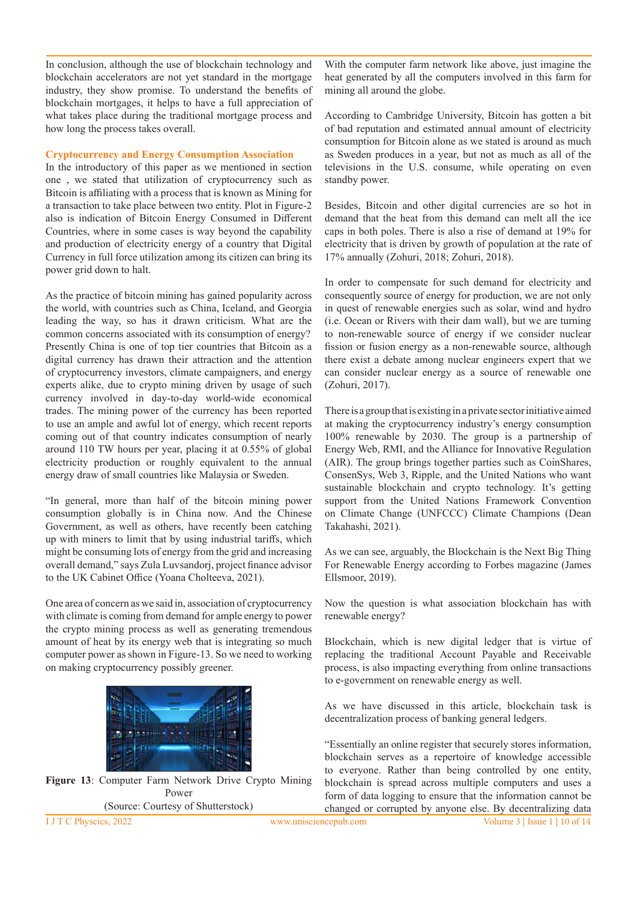In conclusion, although the use of blockchain technology and blockchain accelerators are not yet standard in the mortgage industry, they show promise. To understand the benefits of blockchain mortgages, it helps to have a full appreciation of what takes place during the traditional mortgage process and how long the process takes overall.

## Cryptocurrency and Energy Consumption Association

In the introductory of this paper as we mentioned in section one , we stated that utilization of cryptocurrency such as Bitcoin is affiliating with a process that is known as Mining for a transaction to take place between two entity. Plot in Figure-2 also is indication of Bitcoin Energy Consumed in Different Countries, where in some cases is way beyond the capability and production of electricity energy of a country that Digital Currency in full force utilization among its citizen can bring its power grid down to halt.

As the practice of bitcoin mining has gained popularity across the world, with countries such as China, Iceland, and Georgia leading the way, so has it drawn criticism. What are the common concerns associated with its consumption of energy? Presently China is one of top tier countries that Bitcoin as a digital currency has drawn their attraction and the attention of cryptocurrency investors, climate campaigners, and energy experts alike, due to crypto mining driven by usage of such currency involved in day-to-day world-wide economical trades. The mining power of the currency has been reported to use an ample and awful lot of energy, which recent reports coming out of that country indicates consumption of nearly around 110 TW hours per year, placing it at 0.55% of global electricity production or roughly equivalent to the annual energy draw of small countries like Malaysia or Sweden.

"In general, more than half of the bitcoin mining power consumption globally is in China now. And the Chinese Government, as well as others, have recently been catching up with miners to limit that by using industrial tariffs, which might be consuming lots of energy from the grid and increasing overall demand," says Zula Luvsandorj, project finance advisor to the UK Cabinet Office (Yoana Cholteeva, 2021).

One area of concern as we said in, association of cryptocurrency with climate is coming from demand for ample energy to power the crypto mining process as well as generating tremendous amount of heat by its energy web that is integrating so much computer power as shown in Figure-13. So we need to working on making cryptocurrency possibly greener.

**Figure 13**: Computer Farm Network Drive Crypto Mining Power
(Source: Courtesy of Shutterstock)

With the computer farm network like above, just imagine the heat generated by all the computers involved in this farm for mining all around the globe.

According to Cambridge University, Bitcoin has gotten a bit of bad reputation and estimated annual amount of electricity consumption for Bitcoin alone as we stated is around as much as Sweden produces in a year, but not as much as all of the televisions in the U.S. consume, while operating on even standby power.

Besides, Bitcoin and other digital currencies are so hot in demand that the heat from this demand can melt all the ice caps in both poles. There is also a rise of demand at 19% for electricity that is driven by growth of population at the rate of 17% annually (Zohuri, 2018; Zohuri, 2018).

In order to compensate for such demand for electricity and consequently source of energy for production, we are not only in quest of renewable energies such as solar, wind and hydro (i.e. Ocean or Rivers with their dam wall), but we are turning to non-renewable source of energy if we consider nuclear fission or fusion energy as a non-renewable source, although there exist a debate among nuclear engineers expert that we can consider nuclear energy as a source of renewable one (Zohuri, 2017).

There is a group that is existing in a private sector initiative aimed at making the cryptocurrency industry's energy consumption 100% renewable by 2030. The group is a partnership of Energy Web, RMI, and the Alliance for Innovative Regulation (AIR). The group brings together parties such as CoinShares, ConsenSys, Web 3, Ripple, and the United Nations who want sustainable blockchain and crypto technology. It's getting support from the United Nations Framework Convention on Climate Change (UNFCCC) Climate Champions (Dean Takahashi, 2021).

As we can see, arguably, the Blockchain is the Next Big Thing For Renewable Energy according to Forbes magazine (James Ellsmoor, 2019).

Now the question is what association blockchain has with renewable energy?

Blockchain, which is new digital ledger that is virtue of replacing the traditional Account Payable and Receivable process, is also impacting everything from online transactions to e-government on renewable energy as well.

As we have discussed in this article, blockchain task is decentralization process of banking general ledgers.

"Essentially an online register that securely stores information, blockchain serves as a repertoire of knowledge accessible to everyone. Rather than being controlled by one entity, blockchain is spread across multiple computers and uses a form of data logging to ensure that the information cannot be changed or corrupted by anyone else. By decentralizing data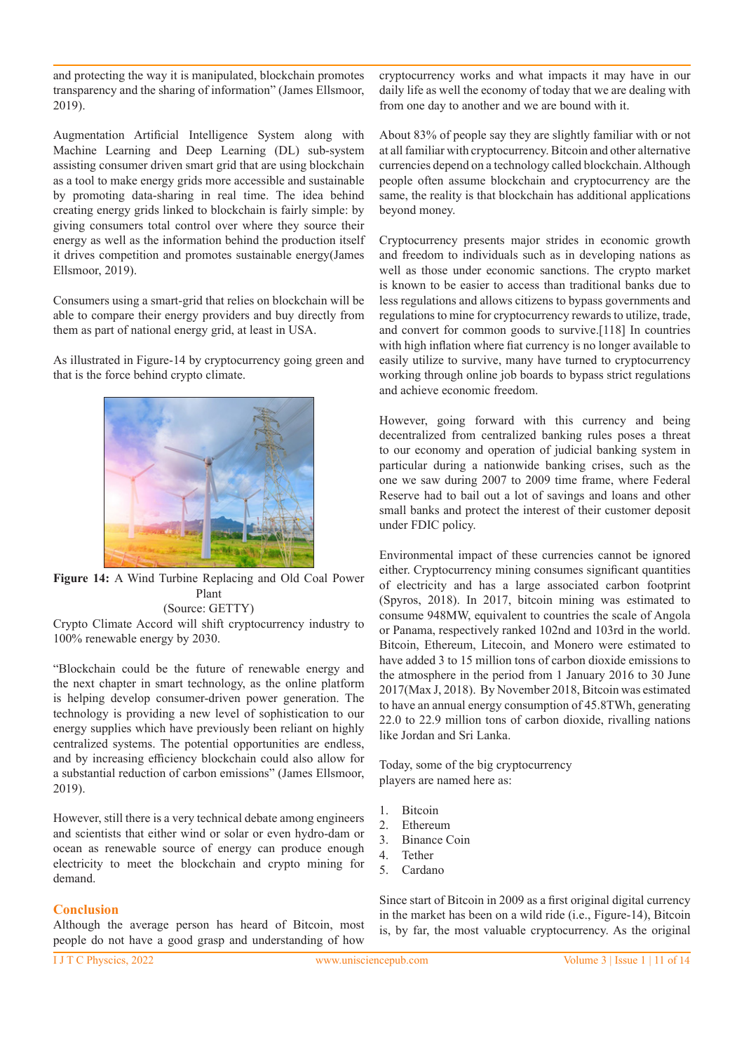and protecting the way it is manipulated, blockchain promotes transparency and the sharing of information" (James Ellsmoor, 2019).

Augmentation Artificial Intelligence System along with Machine Learning and Deep Learning (DL) sub-system assisting consumer driven smart grid that are using blockchain as a tool to make energy grids more accessible and sustainable by promoting data-sharing in real time. The idea behind creating energy grids linked to blockchain is fairly simple: by giving consumers total control over where they source their energy as well as the information behind the production itself it drives competition and promotes sustainable energy(James Ellsmoor, 2019).

Consumers using a smart-grid that relies on blockchain will be able to compare their energy providers and buy directly from them as part of national energy grid, at least in USA.

As illustrated in Figure-14 by cryptocurrency going green and that is the force behind crypto climate.

**Figure 14:** A Wind Turbine Replacing and Old Coal Power Plant
(Source: GETTY)

Crypto Climate Accord will shift cryptocurrency industry to 100% renewable energy by 2030.

"Blockchain could be the future of renewable energy and the next chapter in smart technology, as the online platform is helping develop consumer-driven power generation. The technology is providing a new level of sophistication to our energy supplies which have previously been reliant on highly centralized systems. The potential opportunities are endless, and by increasing efficiency blockchain could also allow for a substantial reduction of carbon emissions" (James Ellsmoor, 2019).

However, still there is a very technical debate among engineers and scientists that either wind or solar or even hydro-dam or ocean as renewable source of energy can produce enough electricity to meet the blockchain and crypto mining for demand.

## Conclusion

Although the average person has heard of Bitcoin, most people do not have a good grasp and understanding of how cryptocurrency works and what impacts it may have in our daily life as well the economy of today that we are dealing with from one day to another and we are bound with it.

About 83% of people say they are slightly familiar with or not at all familiar with cryptocurrency. Bitcoin and other alternative currencies depend on a technology called blockchain. Although people often assume blockchain and cryptocurrency are the same, the reality is that blockchain has additional applications beyond money.

Cryptocurrency presents major strides in economic growth and freedom to individuals such as in developing nations as well as those under economic sanctions. The crypto market is known to be easier to access than traditional banks due to less regulations and allows citizens to bypass governments and regulations to mine for cryptocurrency rewards to utilize, trade, and convert for common goods to survive.[118] In countries with high inflation where fiat currency is no longer available to easily utilize to survive, many have turned to cryptocurrency working through online job boards to bypass strict regulations and achieve economic freedom.

However, going forward with this currency and being decentralized from centralized banking rules poses a threat to our economy and operation of judicial banking system in particular during a nationwide banking crises, such as the one we saw during 2007 to 2009 time frame, where Federal Reserve had to bail out a lot of savings and loans and other small banks and protect the interest of their customer deposit under FDIC policy.

Environmental impact of these currencies cannot be ignored either. Cryptocurrency mining consumes significant quantities of electricity and has a large associated carbon footprint (Spyros, 2018). In 2017, bitcoin mining was estimated to consume 948MW, equivalent to countries the scale of Angola or Panama, respectively ranked 102nd and 103rd in the world. Bitcoin, Ethereum, Litecoin, and Monero were estimated to have added 3 to 15 million tons of carbon dioxide emissions to the atmosphere in the period from 1 January 2016 to 30 June 2017(Max J, 2018). By November 2018, Bitcoin was estimated to have an annual energy consumption of 45.8TWh, generating 22.0 to 22.9 million tons of carbon dioxide, rivalling nations like Jordan and Sri Lanka.

Today, some of the big cryptocurrency players are named here as:

1. Bitcoin
2. Ethereum
3. Binance Coin
4. Tether
5. Cardano

Since start of Bitcoin in 2009 as a first original digital currency in the market has been on a wild ride (i.e., Figure-14), Bitcoin is, by far, the most valuable cryptocurrency. As the original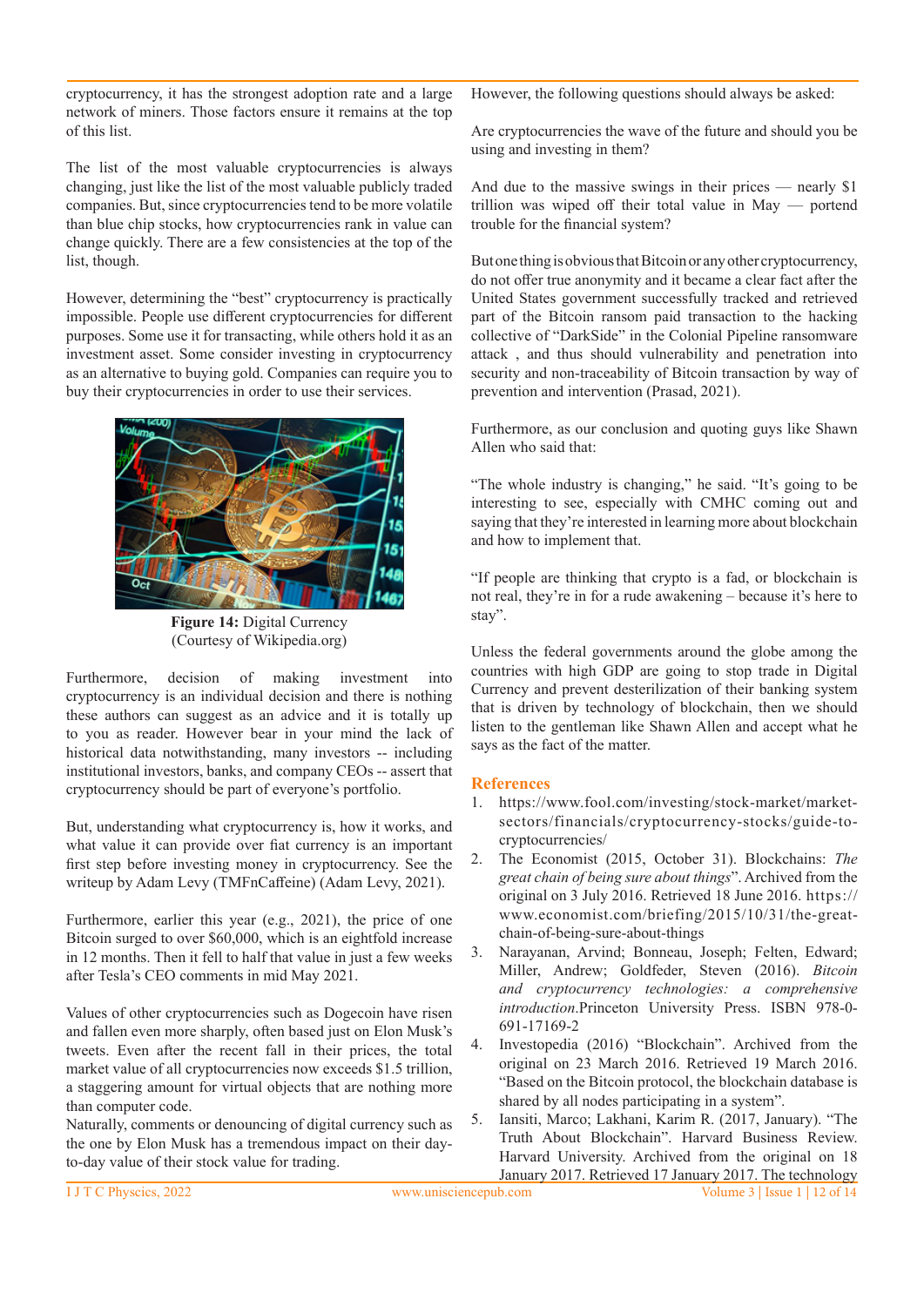cryptocurrency, it has the strongest adoption rate and a large network of miners. Those factors ensure it remains at the top of this list.

The list of the most valuable cryptocurrencies is always changing, just like the list of the most valuable publicly traded companies. But, since cryptocurrencies tend to be more volatile than blue chip stocks, how cryptocurrencies rank in value can change quickly. There are a few consistencies at the top of the list, though.

However, determining the "best" cryptocurrency is practically impossible. People use different cryptocurrencies for different purposes. Some use it for transacting, while others hold it as an investment asset. Some consider investing in cryptocurrency as an alternative to buying gold. Companies can require you to buy their cryptocurrencies in order to use their services.

**Figure 14:** Digital Currency (Courtesy of Wikipedia.org)

Furthermore, decision of making investment into cryptocurrency is an individual decision and there is nothing these authors can suggest as an advice and it is totally up to you as reader. However bear in your mind the lack of historical data notwithstanding, many investors -- including institutional investors, banks, and company CEOs -- assert that cryptocurrency should be part of everyone's portfolio.

But, understanding what cryptocurrency is, how it works, and what value it can provide over fiat currency is an important first step before investing money in cryptocurrency. See the writeup by Adam Levy (TMFnCaffeine) (Adam Levy, 2021).

Furthermore, earlier this year (e.g., 2021), the price of one Bitcoin surged to over $60,000, which is an eightfold increase in 12 months. Then it fell to half that value in just a few weeks after Tesla's CEO comments in mid May 2021.

Values of other cryptocurrencies such as Dogecoin have risen and fallen even more sharply, often based just on Elon Musk's tweets. Even after the recent fall in their prices, the total market value of all cryptocurrencies now exceeds $1.5 trillion, a staggering amount for virtual objects that are nothing more than computer code.
Naturally, comments or denouncing of digital currency such as the one by Elon Musk has a tremendous impact on their day-to-day value of their stock value for trading.

However, the following questions should always be asked:

Are cryptocurrencies the wave of the future and should you be using and investing in them?

And due to the massive swings in their prices — nearly $1 trillion was wiped off their total value in May — portend trouble for the financial system?

But one thing is obvious that Bitcoin or any other cryptocurrency, do not offer true anonymity and it became a clear fact after the United States government successfully tracked and retrieved part of the Bitcoin ransom paid transaction to the hacking collective of "DarkSide" in the Colonial Pipeline ransomware attack , and thus should vulnerability and penetration into security and non-traceability of Bitcoin transaction by way of prevention and intervention (Prasad, 2021).

Furthermore, as our conclusion and quoting guys like Shawn Allen who said that:

"The whole industry is changing," he said. "It's going to be interesting to see, especially with CMHC coming out and saying that they're interested in learning more about blockchain and how to implement that.

"If people are thinking that crypto is a fad, or blockchain is not real, they're in for a rude awakening – because it's here to stay".

Unless the federal governments around the globe among the countries with high GDP are going to stop trade in Digital Currency and prevent desterilization of their banking system that is driven by technology of blockchain, then we should listen to the gentleman like Shawn Allen and accept what he says as the fact of the matter.

## References

1. https://www.fool.com/investing/stock-market/market-sectors/financials/cryptocurrency-stocks/guide-to-cryptocurrencies/
2. The Economist (2015, October 31). Blockchains: *The great chain of being sure about things*". Archived from the original on 3 July 2016. Retrieved 18 June 2016. https://www.economist.com/briefing/2015/10/31/the-great-chain-of-being-sure-about-things
3. Narayanan, Arvind; Bonneau, Joseph; Felten, Edward; Miller, Andrew; Goldfeder, Steven (2016). *Bitcoin and cryptocurrency technologies: a comprehensive introduction.*Princeton University Press. ISBN 978-0-691-17169-2
4. Investopedia (2016) "Blockchain". Archived from the original on 23 March 2016. Retrieved 19 March 2016. "Based on the Bitcoin protocol, the blockchain database is shared by all nodes participating in a system".
5. Iansiti, Marco; Lakhani, Karim R. (2017, January). "The Truth About Blockchain". Harvard Business Review. Harvard University. Archived from the original on 18 January 2017. Retrieved 17 January 2017. The technology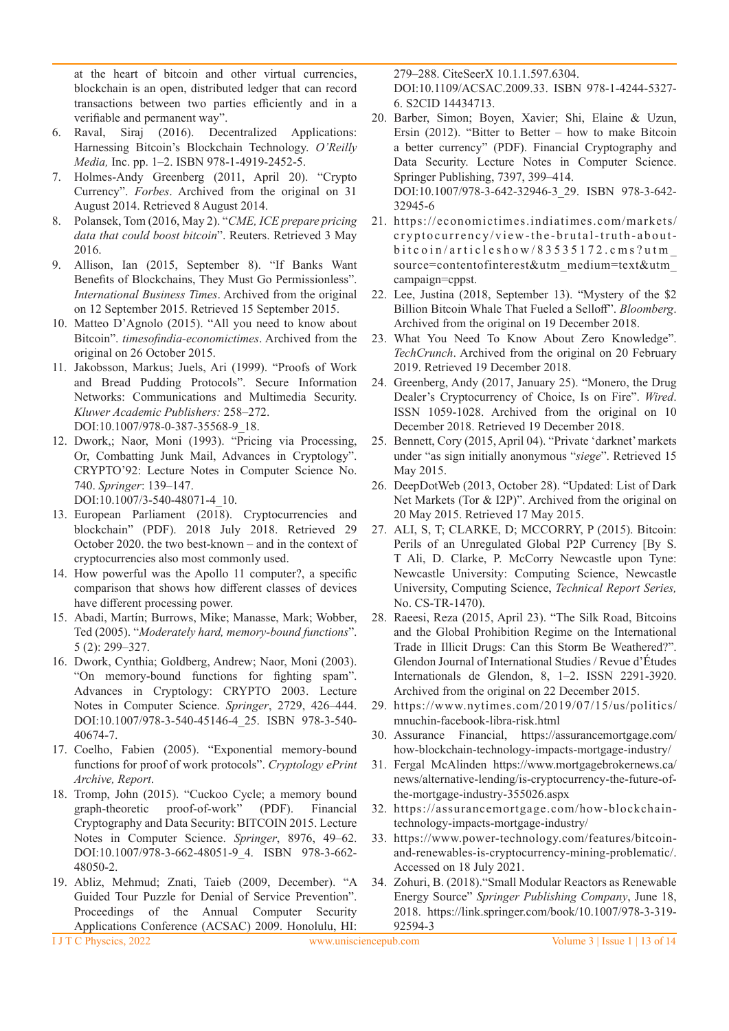at the heart of bitcoin and other virtual currencies, blockchain is an open, distributed ledger that can record transactions between two parties efficiently and in a verifiable and permanent way".

6. Raval, Siraj (2016). Decentralized Applications: Harnessing Bitcoin's Blockchain Technology. *O'Reilly Media,* Inc. pp. 1–2. ISBN 978-1-4919-2452-5.
7. Holmes-Andy Greenberg (2011, April 20). "Crypto Currency". *Forbes*. Archived from the original on 31 August 2014. Retrieved 8 August 2014.
8. Polansek, Tom (2016, May 2). "*CME, ICE prepare pricing data that could boost bitcoin*". Reuters. Retrieved 3 May 2016.
9. Allison, Ian (2015, September 8). "If Banks Want Benefits of Blockchains, They Must Go Permissionless". *International Business Times*. Archived from the original on 12 September 2015. Retrieved 15 September 2015.
10. Matteo D'Agnolo (2015). "All you need to know about Bitcoin". *timesofindia-economictimes*. Archived from the original on 26 October 2015.
11. Jakobsson, Markus; Juels, Ari (1999). "Proofs of Work and Bread Pudding Protocols". Secure Information Networks: Communications and Multimedia Security. *Kluwer Academic Publishers:* 258–272. DOI:10.1007/978-0-387-35568-9_18.
12. Dwork,; Naor, Moni (1993). "Pricing via Processing, Or, Combatting Junk Mail, Advances in Cryptology". CRYPTO'92: Lecture Notes in Computer Science No. 740. *Springer*: 139–147. DOI:10.1007/3-540-48071-4_10.
13. European Parliament (2018). Cryptocurrencies and blockchain" (PDF). 2018 July 2018. Retrieved 29 October 2020. the two best-known – and in the context of cryptocurrencies also most commonly used.
14. How powerful was the Apollo 11 computer?, a specific comparison that shows how different classes of devices have different processing power.
15. Abadi, Martín; Burrows, Mike; Manasse, Mark; Wobber, Ted (2005). "*Moderately hard, memory-bound functions*". 5 (2): 299–327.
16. Dwork, Cynthia; Goldberg, Andrew; Naor, Moni (2003). "On memory-bound functions for fighting spam". Advances in Cryptology: CRYPTO 2003. Lecture Notes in Computer Science. *Springer*, 2729, 426–444. DOI:10.1007/978-3-540-45146-4_25. ISBN 978-3-540-40674-7.
17. Coelho, Fabien (2005). "Exponential memory-bound functions for proof of work protocols". *Cryptology ePrint Archive, Report*.
18. Tromp, John (2015). "Cuckoo Cycle; a memory bound graph-theoretic proof-of-work" (PDF). Financial Cryptography and Data Security: BITCOIN 2015. Lecture Notes in Computer Science. *Springer*, 8976, 49–62. DOI:10.1007/978-3-662-48051-9_4. ISBN 978-3-662-48050-2.
19. Abliz, Mehmud; Znati, Taieb (2009, December). "A Guided Tour Puzzle for Denial of Service Prevention". Proceedings of the Annual Computer Security Applications Conference (ACSAC) 2009. Honolulu, HI: 279–288. CiteSeerX 10.1.1.597.6304. DOI:10.1109/ACSAC.2009.33. ISBN 978-1-4244-5327-6. S2CID 14434713.
20. Barber, Simon; Boyen, Xavier; Shi, Elaine & Uzun, Ersin (2012). "Bitter to Better – how to make Bitcoin a better currency" (PDF). Financial Cryptography and Data Security. Lecture Notes in Computer Science. Springer Publishing, 7397, 399–414. DOI:10.1007/978-3-642-32946-3_29. ISBN 978-3-642-32945-6
21. https://economictimes.indiatimes.com/markets/cryptocurrency/view-the-brutal-truth-about-bitcoin/articleshow/83535172.cms?utm_source=contentofinterest&utm_medium=text&utm_campaign=cppst.
22. Lee, Justina (2018, September 13). "Mystery of the $2 Billion Bitcoin Whale That Fueled a Selloff". *Bloomberg*. Archived from the original on 19 December 2018.
23. What You Need To Know About Zero Knowledge". *TechCrunch*. Archived from the original on 20 February 2019. Retrieved 19 December 2018.
24. Greenberg, Andy (2017, January 25). "Monero, the Drug Dealer's Cryptocurrency of Choice, Is on Fire". *Wired*. ISSN 1059-1028. Archived from the original on 10 December 2018. Retrieved 19 December 2018.
25. Bennett, Cory (2015, April 04). "Private 'darknet' markets under "as sign initially anonymous "*siege*". Retrieved 15 May 2015.
26. DeepDotWeb (2013, October 28). "Updated: List of Dark Net Markets (Tor & I2P)". Archived from the original on 20 May 2015. Retrieved 17 May 2015.
27. ALI, S, T; CLARKE, D; MCCORRY, P (2015). Bitcoin: Perils of an Unregulated Global P2P Currency [By S T Ali, D. Clarke, P. McCorry Newcastle upon Tyne: Newcastle University: Computing Science, Newcastle University, Computing Science, *Technical Report Series,* No. CS-TR-1470).
28. Raeesi, Reza (2015, April 23). "The Silk Road, Bitcoins and the Global Prohibition Regime on the International Trade in Illicit Drugs: Can this Storm Be Weathered?". Glendon Journal of International Studies / Revue d'Études Internationals de Glendon, 8, 1–2. ISSN 2291-3920. Archived from the original on 22 December 2015.
29. https://www.nytimes.com/2019/07/15/us/politics/mnuchin-facebook-libra-risk.html
30. Assurance Financial, https://assurancemortgage.com/how-blockchain-technology-impacts-mortgage-industry/
31. Fergal McAlinden https://www.mortgagebrokernews.ca/news/alternative-lending/is-cryptocurrency-the-future-of-the-mortgage-industry-355026.aspx
32. https://assurancemortgage.com/how-blockchain-technology-impacts-mortgage-industry/
33. https://www.power-technology.com/features/bitcoin-and-renewables-is-cryptocurrency-mining-problematic/. Accessed on 18 July 2021.
34. Zohuri, B. (2018)."Small Modular Reactors as Renewable Energy Source" *Springer Publishing Company*, June 18, 2018. https://link.springer.com/book/10.1007/978-3-319-92594-3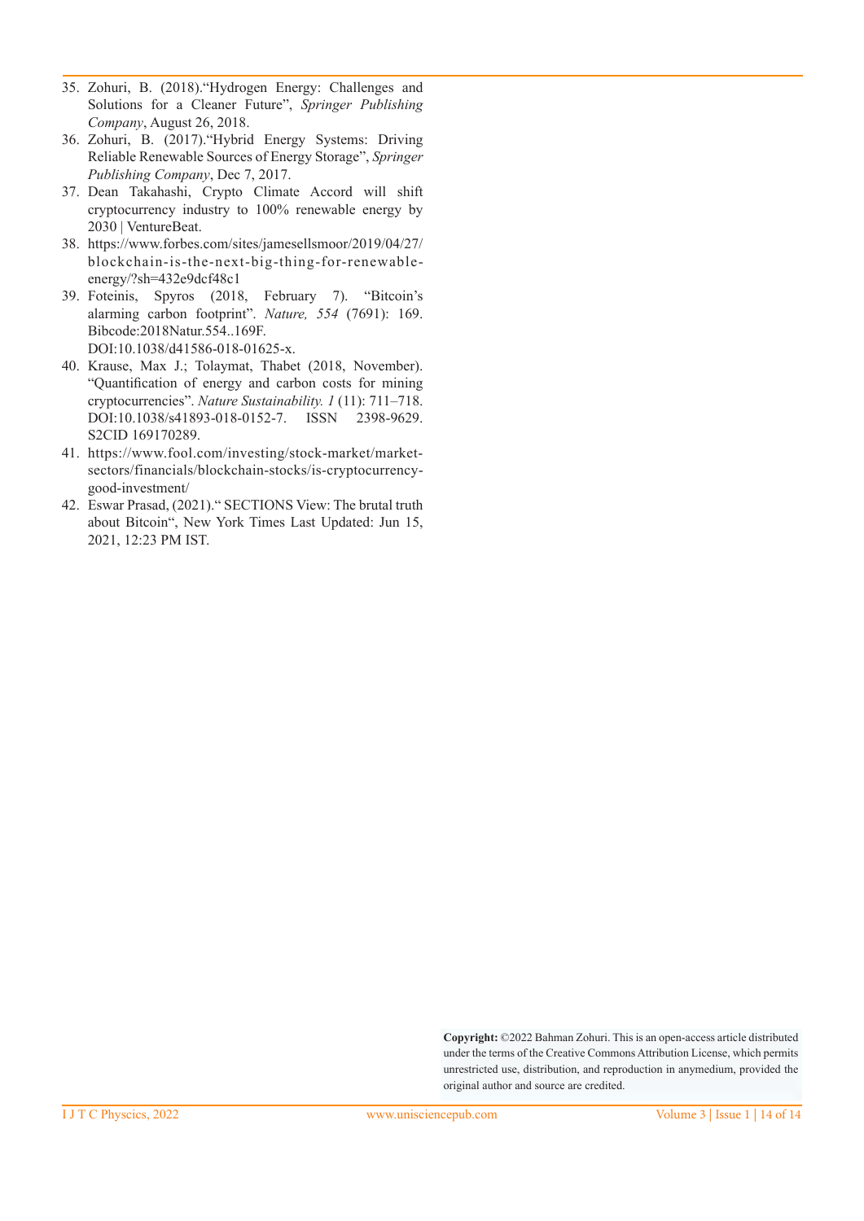35. Zohuri, B. (2018)."Hydrogen Energy: Challenges and Solutions for a Cleaner Future", *Springer Publishing Company*, August 26, 2018.
36. Zohuri, B. (2017)."Hybrid Energy Systems: Driving Reliable Renewable Sources of Energy Storage", *Springer Publishing Company*, Dec 7, 2017.
37. Dean Takahashi, Crypto Climate Accord will shift cryptocurrency industry to 100% renewable energy by 2030 | VentureBeat.
38. https://www.forbes.com/sites/jamesellsmoor/2019/04/27/blockchain-is-the-next-big-thing-for-renewable-energy/?sh=432e9dcf48c1
39. Foteinis, Spyros (2018, February 7). "Bitcoin's alarming carbon footprint". *Nature, 554* (7691): 169. Bibcode:2018Natur.554..169F. DOI:10.1038/d41586-018-01625-x.
40. Krause, Max J.; Tolaymat, Thabet (2018, November). "Quantification of energy and carbon costs for mining cryptocurrencies". *Nature Sustainability. 1* (11): 711–718. DOI:10.1038/s41893-018-0152-7. ISSN 2398-9629. S2CID 169170289.
41. https://www.fool.com/investing/stock-market/market-sectors/financials/blockchain-stocks/is-cryptocurrency-good-investment/
42. Eswar Prasad, (2021)." SECTIONS View: The brutal truth about Bitcoin", New York Times Last Updated: Jun 15, 2021, 12:23 PM IST.

**Copyright:** ©2022 Bahman Zohuri. This is an open-access article distributed under the terms of the Creative Commons Attribution License, which permits unrestricted use, distribution, and reproduction in anymedium, provided the original author and source are credited.